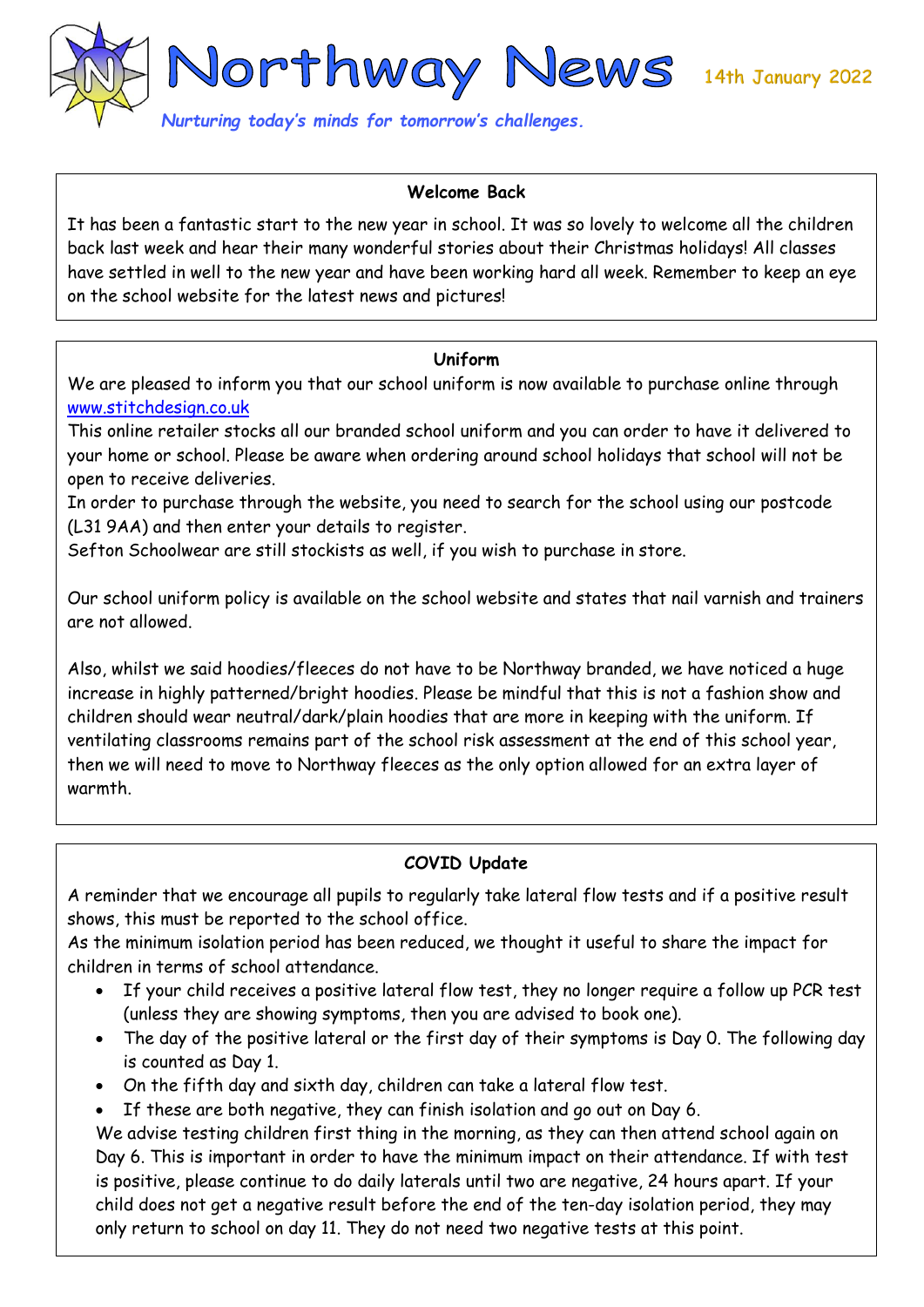# Northway News

14th January 2022

*Nurturing today's minds for tomorrow's challenges.*

## Welcome Back

It has been a fantastic start to the new year in school. It was so lovely to welcome all the children back last week and hear their many wonderful stories about their Christmas holidays! All classes have settled in well to the new year and have been working hard all week. Remember to keep an eye on the school website for the latest news and pictures!

## Uniform

We are pleased to inform you that our school uniform is now available to purchase online through www.stitchdesign.co.uk

This online retailer stocks all our branded school uniform and you can order to have it delivered to your home or school. Please be aware when ordering around school holidays that school will not be open to receive deliveries.

In order to purchase through the website, you need to search for the school using our postcode (L31 9AA) and then enter your details to register.

Sefton Schoolwear are still stockists as well, if you wish to purchase in store.

Our school uniform policy is available on the school website and states that nail varnish and trainers are not allowed.

Also, whilst we said hoodies/fleeces do not have to be Northway branded, we have noticed a huge increase in highly patterned/bright hoodies. Please be mindful that this is not a fashion show and children should wear neutral/dark/plain hoodies that are more in keeping with the uniform. If ventilating classrooms remains part of the school risk assessment at the end of this school year, then we will need to move to Northway fleeces as the only option allowed for an extra layer of warmth.

## COVID Update

A reminder that we encourage all pupils to regularly take lateral flow tests and if a positive result shows, this must be reported to the school office.

As the minimum isolation period has been reduced, we thought it useful to share the impact for children in terms of school attendance.

- If your child receives a positive lateral flow test, they no longer require a follow up PCR test (unless they are showing symptoms, then you are advised to book one).
- The day of the positive lateral or the first day of their symptoms is Day 0. The following day is counted as Day 1.
- On the fifth day and sixth day, children can take a lateral flow test.
- If these are both negative, they can finish isolation and go out on Day 6.

We advise testing children first thing in the morning, as they can then attend school again on Day 6. This is important in order to have the minimum impact on their attendance. If with test is positive, please continue to do daily laterals until two are negative, 24 hours apart. If your child does not get a negative result before the end of the ten-day isolation period, they may only return to school on day 11. They do not need two negative tests at this point.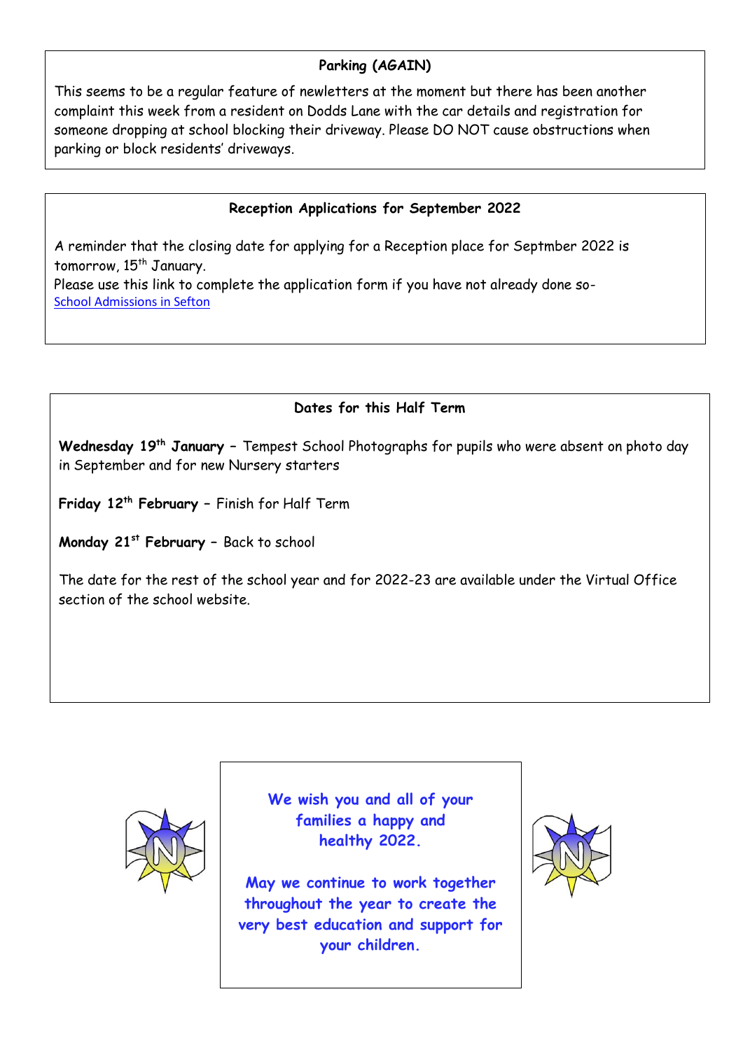## Parking (AGAIN)

This seems to be a regular feature of newletters at the moment but there has been another complaint this week from a resident on Dodds Lane with the car details and registration for someone dropping at school blocking their driveway. Please DO NOT cause obstructions when parking or block residents' driveways.

## Reception Applications for September 2022

A reminder that the closing date for applying for a Reception place for Septmber 2022 is tomorrow, 15th January.
Please use this link to complete the application form if you have not already done so-
School Admissions in Sefton

## Dates for this Half Term

**Wednesday 19th January** – Tempest School Photographs for pupils who were absent on photo day in September and for new Nursery starters

**Friday 12th February** – Finish for Half Term

**Monday 21st February** – Back to school

The date for the rest of the school year and for 2022-23 are available under the Virtual Office section of the school website.

**We wish you and all of your families a happy and healthy 2022.**

**May we continue to work together throughout the year to create the very best education and support for your children.**